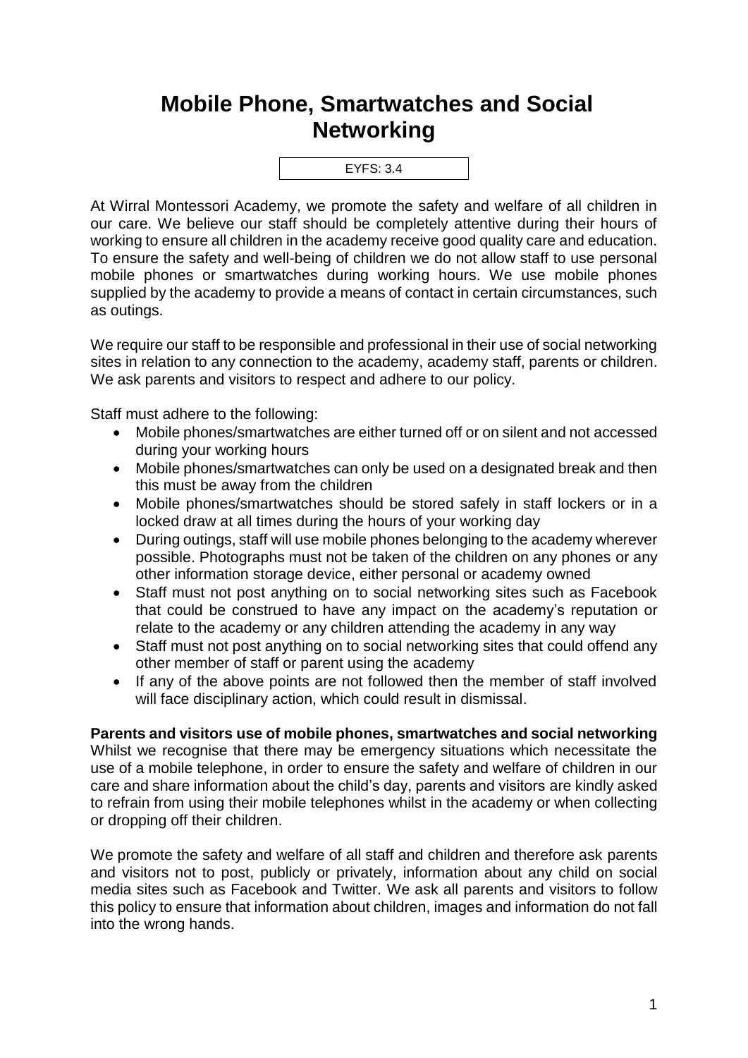# Mobile Phone, Smartwatches and Social Networking

EYFS: 3.4

At Wirral Montessori Academy, we promote the safety and welfare of all children in our care. We believe our staff should be completely attentive during their hours of working to ensure all children in the academy receive good quality care and education. To ensure the safety and well-being of children we do not allow staff to use personal mobile phones or smartwatches during working hours. We use mobile phones supplied by the academy to provide a means of contact in certain circumstances, such as outings.

We require our staff to be responsible and professional in their use of social networking sites in relation to any connection to the academy, academy staff, parents or children. We ask parents and visitors to respect and adhere to our policy.

Staff must adhere to the following:

- Mobile phones/smartwatches are either turned off or on silent and not accessed during your working hours
- Mobile phones/smartwatches can only be used on a designated break and then this must be away from the children
- Mobile phones/smartwatches should be stored safely in staff lockers or in a locked draw at all times during the hours of your working day
- During outings, staff will use mobile phones belonging to the academy wherever possible. Photographs must not be taken of the children on any phones or any other information storage device, either personal or academy owned
- Staff must not post anything on to social networking sites such as Facebook that could be construed to have any impact on the academy's reputation or relate to the academy or any children attending the academy in any way
- Staff must not post anything on to social networking sites that could offend any other member of staff or parent using the academy
- If any of the above points are not followed then the member of staff involved will face disciplinary action, which could result in dismissal.

**Parents and visitors use of mobile phones, smartwatches and social networking**

Whilst we recognise that there may be emergency situations which necessitate the use of a mobile telephone, in order to ensure the safety and welfare of children in our care and share information about the child's day, parents and visitors are kindly asked to refrain from using their mobile telephones whilst in the academy or when collecting or dropping off their children.

We promote the safety and welfare of all staff and children and therefore ask parents and visitors not to post, publicly or privately, information about any child on social media sites such as Facebook and Twitter. We ask all parents and visitors to follow this policy to ensure that information about children, images and information do not fall into the wrong hands.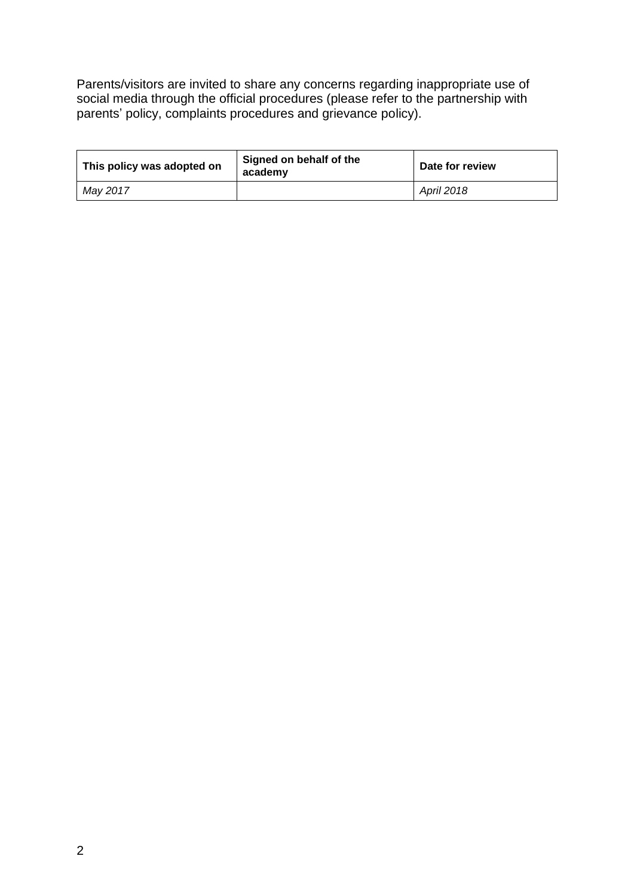Parents/visitors are invited to share any concerns regarding inappropriate use of social media through the official procedures (please refer to the partnership with parents' policy, complaints procedures and grievance policy).

| **This policy was adopted on** | **Signed on behalf of the academy** | **Date for review** |
|---|---|---|
| *May 2017* | | *April 2018* |